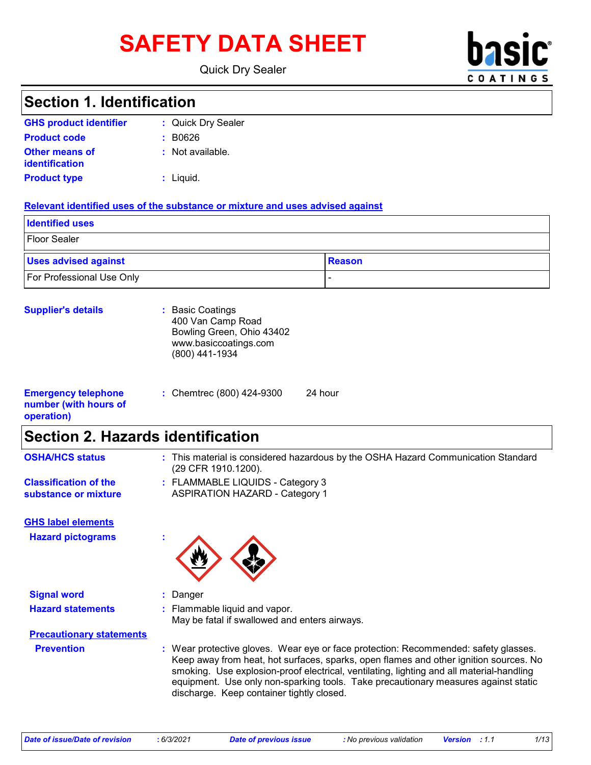# SAFETY DATA SHEET

Quick Dry Sealer

## Section 1. Identification

**GHS product identifier** : Quick Dry Sealer

**Product code** : B0626

**Other means of identification** : Not available.

**Product type** : Liquid.

**Relevant identified uses of the substance or mixture and uses advised against**

| Identified uses |
|---|
| Floor Sealer |

| Uses advised against | Reason |
|---|---|
| For Professional Use Only | - |

**Supplier's details** : Basic Coatings
400 Van Camp Road
Bowling Green, Ohio 43402
www.basiccoatings.com
(800) 441-1934

**Emergency telephone number (with hours of operation)** : Chemtrec (800) 424-9300 24 hour

## Section 2. Hazards identification

**OSHA/HCS status** : This material is considered hazardous by the OSHA Hazard Communication Standard (29 CFR 1910.1200).

**Classification of the substance or mixture** : FLAMMABLE LIQUIDS - Category 3
ASPIRATION HAZARD - Category 1

**GHS label elements**

**Hazard pictograms** :

**Signal word** : Danger

**Hazard statements** : Flammable liquid and vapor.
May be fatal if swallowed and enters airways.

**Precautionary statements**

**Prevention** : Wear protective gloves. Wear eye or face protection: Recommended: safety glasses. Keep away from heat, hot surfaces, sparks, open flames and other ignition sources. No smoking. Use explosion-proof electrical, ventilating, lighting and all material-handling equipment. Use only non-sparking tools. Take precautionary measures against static discharge. Keep container tightly closed.

*Date of issue/Date of revision* : 6/3/2021 *Date of previous issue* : No previous validation *Version* : 1.1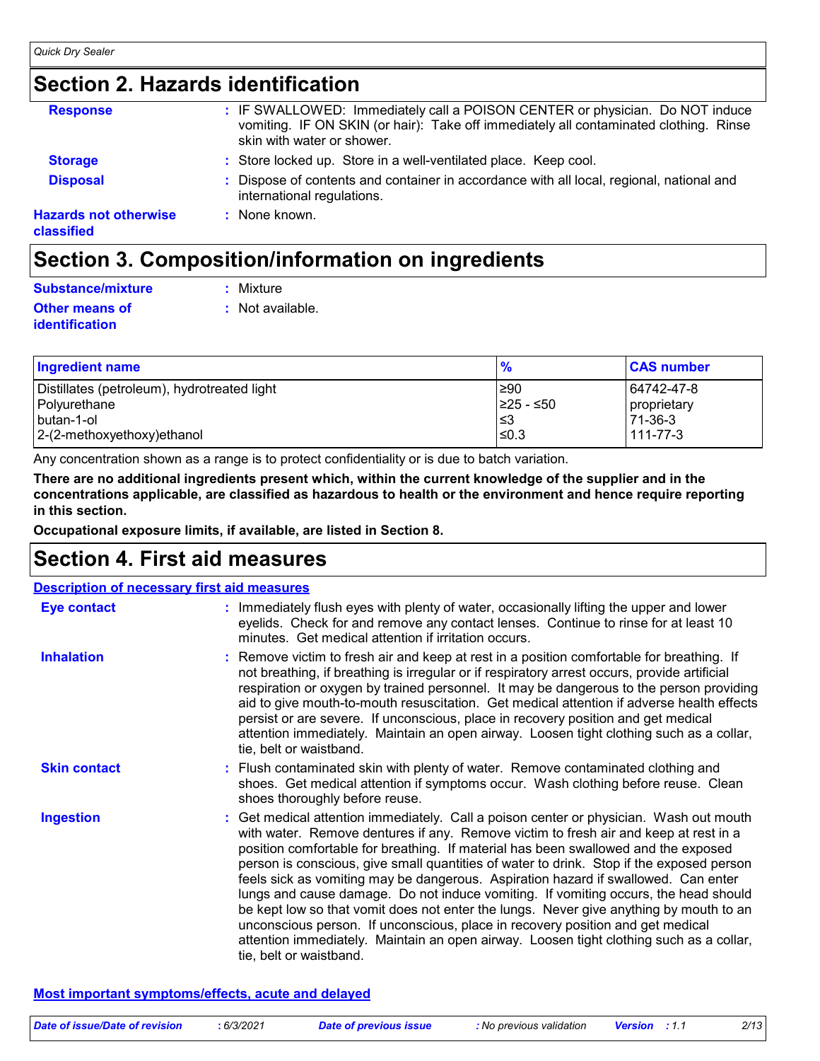## Section 2. Hazards identification

**Response** : IF SWALLOWED: Immediately call a POISON CENTER or physician. Do NOT induce vomiting. IF ON SKIN (or hair): Take off immediately all contaminated clothing. Rinse skin with water or shower.

**Storage** : Store locked up. Store in a well-ventilated place. Keep cool.

**Disposal** : Dispose of contents and container in accordance with all local, regional, national and international regulations.

**Hazards not otherwise classified** : None known.

## Section 3. Composition/information on ingredients

**Substance/mixture** : Mixture

**Other means of identification** : Not available.

| Ingredient name | % | CAS number |
|---|---|---|
| Distillates (petroleum), hydrotreated light | ≥90 | 64742-47-8 |
| Polyurethane | ≥25 - ≤50 | proprietary |
| butan-1-ol | ≤3 | 71-36-3 |
| 2-(2-methoxyethoxy)ethanol | ≤0.3 | 111-77-3 |

Any concentration shown as a range is to protect confidentiality or is due to batch variation.

**There are no additional ingredients present which, within the current knowledge of the supplier and in the concentrations applicable, are classified as hazardous to health or the environment and hence require reporting in this section.**

**Occupational exposure limits, if available, are listed in Section 8.**

## Section 4. First aid measures

### Description of necessary first aid measures

**Eye contact** : Immediately flush eyes with plenty of water, occasionally lifting the upper and lower eyelids. Check for and remove any contact lenses. Continue to rinse for at least 10 minutes. Get medical attention if irritation occurs.

**Inhalation** : Remove victim to fresh air and keep at rest in a position comfortable for breathing. If not breathing, if breathing is irregular or if respiratory arrest occurs, provide artificial respiration or oxygen by trained personnel. It may be dangerous to the person providing aid to give mouth-to-mouth resuscitation. Get medical attention if adverse health effects persist or are severe. If unconscious, place in recovery position and get medical attention immediately. Maintain an open airway. Loosen tight clothing such as a collar, tie, belt or waistband.

**Skin contact** : Flush contaminated skin with plenty of water. Remove contaminated clothing and shoes. Get medical attention if symptoms occur. Wash clothing before reuse. Clean shoes thoroughly before reuse.

**Ingestion** : Get medical attention immediately. Call a poison center or physician. Wash out mouth with water. Remove dentures if any. Remove victim to fresh air and keep at rest in a position comfortable for breathing. If material has been swallowed and the exposed person is conscious, give small quantities of water to drink. Stop if the exposed person feels sick as vomiting may be dangerous. Aspiration hazard if swallowed. Can enter lungs and cause damage. Do not induce vomiting. If vomiting occurs, the head should be kept low so that vomit does not enter the lungs. Never give anything by mouth to an unconscious person. If unconscious, place in recovery position and get medical attention immediately. Maintain an open airway. Loosen tight clothing such as a collar, tie, belt or waistband.

### Most important symptoms/effects, acute and delayed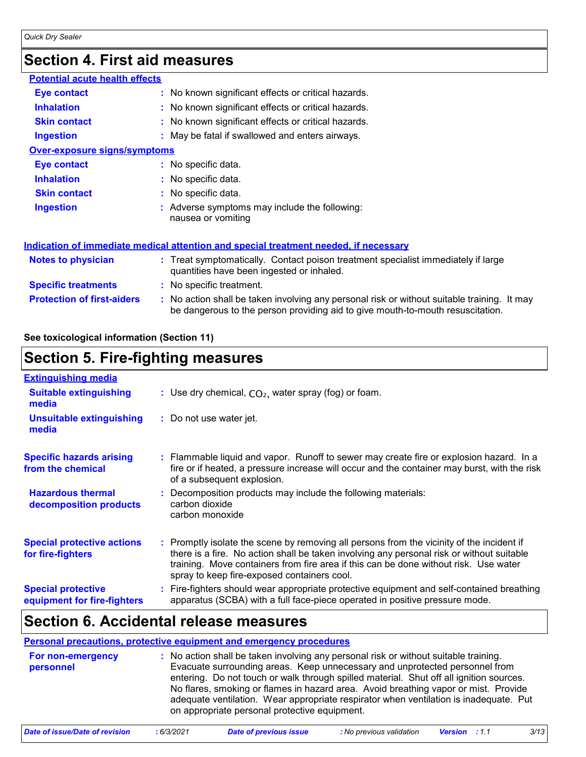## Section 4. First aid measures

### Potential acute health effects

| | |
|---|---|
| **Eye contact** | No known significant effects or critical hazards. |
| **Inhalation** | No known significant effects or critical hazards. |
| **Skin contact** | No known significant effects or critical hazards. |
| **Ingestion** | May be fatal if swallowed and enters airways. |

### Over-exposure signs/symptoms

| | |
|---|---|
| **Eye contact** | No specific data. |
| **Inhalation** | No specific data. |
| **Skin contact** | No specific data. |
| **Ingestion** | Adverse symptoms may include the following: nausea or vomiting |

### Indication of immediate medical attention and special treatment needed, if necessary

| | |
|---|---|
| **Notes to physician** | Treat symptomatically. Contact poison treatment specialist immediately if large quantities have been ingested or inhaled. |
| **Specific treatments** | No specific treatment. |
| **Protection of first-aiders** | No action shall be taken involving any personal risk or without suitable training. It may be dangerous to the person providing aid to give mouth-to-mouth resuscitation. |

**See toxicological information (Section 11)**

## Section 5. Fire-fighting measures

### Extinguishing media

| | |
|---|---|
| **Suitable extinguishing media** | Use dry chemical, $CO_2$, water spray (fog) or foam. |
| **Unsuitable extinguishing media** | Do not use water jet. |

| | |
|---|---|
| **Specific hazards arising from the chemical** | Flammable liquid and vapor. Runoff to sewer may create fire or explosion hazard. In a fire or if heated, a pressure increase will occur and the container may burst, with the risk of a subsequent explosion. |
| **Hazardous thermal decomposition products** | Decomposition products may include the following materials: carbon dioxide, carbon monoxide |
| **Special protective actions for fire-fighters** | Promptly isolate the scene by removing all persons from the vicinity of the incident if there is a fire. No action shall be taken involving any personal risk or without suitable training. Move containers from fire area if this can be done without risk. Use water spray to keep fire-exposed containers cool. |
| **Special protective equipment for fire-fighters** | Fire-fighters should wear appropriate protective equipment and self-contained breathing apparatus (SCBA) with a full face-piece operated in positive pressure mode. |

## Section 6. Accidental release measures

### Personal precautions, protective equipment and emergency procedures

| | |
|---|---|
| **For non-emergency personnel** | No action shall be taken involving any personal risk or without suitable training. Evacuate surrounding areas. Keep unnecessary and unprotected personnel from entering. Do not touch or walk through spilled material. Shut off all ignition sources. No flares, smoking or flames in hazard area. Avoid breathing vapor or mist. Provide adequate ventilation. Wear appropriate respirator when ventilation is inadequate. Put on appropriate personal protective equipment. |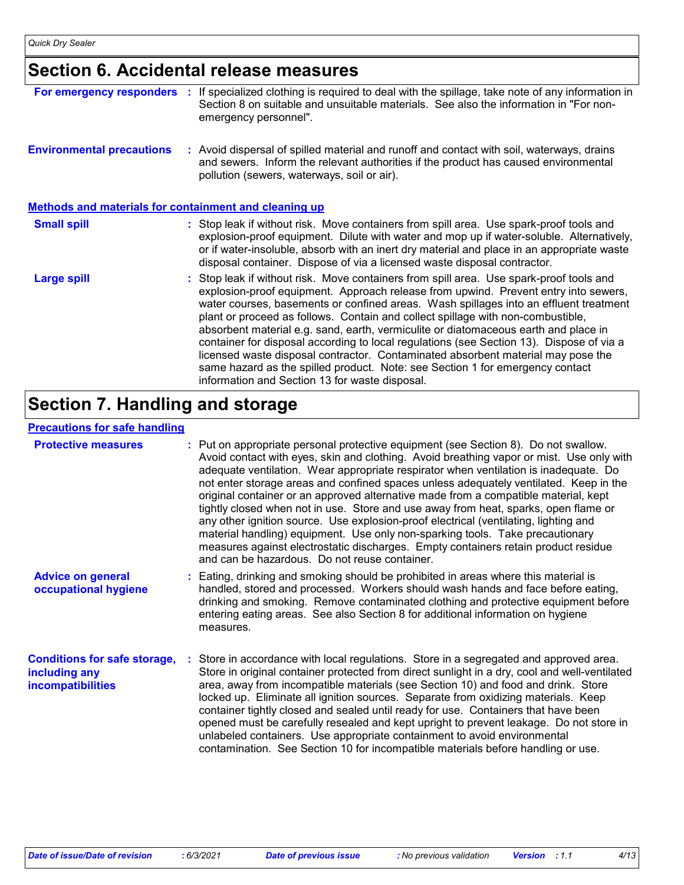# Section 6. Accidental release measures

**For emergency responders** : If specialized clothing is required to deal with the spillage, take note of any information in Section 8 on suitable and unsuitable materials. See also the information in "For non-emergency personnel".

**Environmental precautions** : Avoid dispersal of spilled material and runoff and contact with soil, waterways, drains and sewers. Inform the relevant authorities if the product has caused environmental pollution (sewers, waterways, soil or air).

## Methods and materials for containment and cleaning up

**Small spill** : Stop leak if without risk. Move containers from spill area. Use spark-proof tools and explosion-proof equipment. Dilute with water and mop up if water-soluble. Alternatively, or if water-insoluble, absorb with an inert dry material and place in an appropriate waste disposal container. Dispose of via a licensed waste disposal contractor.

**Large spill** : Stop leak if without risk. Move containers from spill area. Use spark-proof tools and explosion-proof equipment. Approach release from upwind. Prevent entry into sewers, water courses, basements or confined areas. Wash spillages into an effluent treatment plant or proceed as follows. Contain and collect spillage with non-combustible, absorbent material e.g. sand, earth, vermiculite or diatomaceous earth and place in container for disposal according to local regulations (see Section 13). Dispose of via a licensed waste disposal contractor. Contaminated absorbent material may pose the same hazard as the spilled product. Note: see Section 1 for emergency contact information and Section 13 for waste disposal.

# Section 7. Handling and storage

## Precautions for safe handling

**Protective measures** : Put on appropriate personal protective equipment (see Section 8). Do not swallow. Avoid contact with eyes, skin and clothing. Avoid breathing vapor or mist. Use only with adequate ventilation. Wear appropriate respirator when ventilation is inadequate. Do not enter storage areas and confined spaces unless adequately ventilated. Keep in the original container or an approved alternative made from a compatible material, kept tightly closed when not in use. Store and use away from heat, sparks, open flame or any other ignition source. Use explosion-proof electrical (ventilating, lighting and material handling) equipment. Use only non-sparking tools. Take precautionary measures against electrostatic discharges. Empty containers retain product residue and can be hazardous. Do not reuse container.

**Advice on general occupational hygiene** : Eating, drinking and smoking should be prohibited in areas where this material is handled, stored and processed. Workers should wash hands and face before eating, drinking and smoking. Remove contaminated clothing and protective equipment before entering eating areas. See also Section 8 for additional information on hygiene measures.

**Conditions for safe storage, including any incompatibilities** : Store in accordance with local regulations. Store in a segregated and approved area. Store in original container protected from direct sunlight in a dry, cool and well-ventilated area, away from incompatible materials (see Section 10) and food and drink. Store locked up. Eliminate all ignition sources. Separate from oxidizing materials. Keep container tightly closed and sealed until ready for use. Containers that have been opened must be carefully resealed and kept upright to prevent leakage. Do not store in unlabeled containers. Use appropriate containment to avoid environmental contamination. See Section 10 for incompatible materials before handling or use.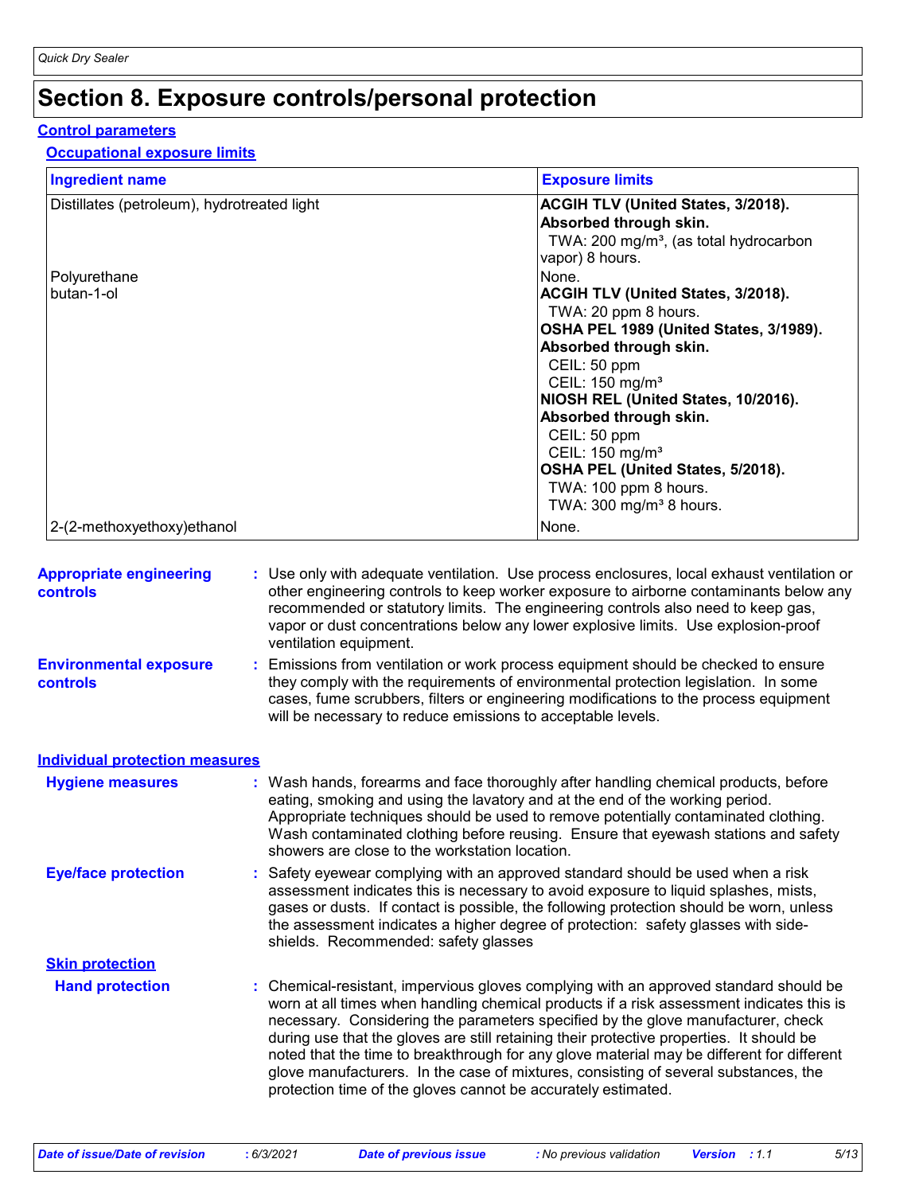# Section 8. Exposure controls/personal protection

## Control parameters

### Occupational exposure limits

| Ingredient name | Exposure limits |
|---|---|
| Distillates (petroleum), hydrotreated light | **ACGIH TLV (United States, 3/2018). Absorbed through skin.** TWA: 200 mg/m³, (as total hydrocarbon vapor) 8 hours. |
| Polyurethane | None. |
| butan-1-ol | **ACGIH TLV (United States, 3/2018).** TWA: 20 ppm 8 hours. **OSHA PEL 1989 (United States, 3/1989). Absorbed through skin.** CEIL: 50 ppm CEIL: 150 mg/m³ **NIOSH REL (United States, 10/2016). Absorbed through skin.** CEIL: 50 ppm CEIL: 150 mg/m³ **OSHA PEL (United States, 5/2018).** TWA: 100 ppm 8 hours. TWA: 300 mg/m³ 8 hours. |
| 2-(2-methoxyethoxy)ethanol | None. |

**Appropriate engineering controls** : Use only with adequate ventilation. Use process enclosures, local exhaust ventilation or other engineering controls to keep worker exposure to airborne contaminants below any recommended or statutory limits. The engineering controls also need to keep gas, vapor or dust concentrations below any lower explosive limits. Use explosion-proof ventilation equipment.

**Environmental exposure controls** : Emissions from ventilation or work process equipment should be checked to ensure they comply with the requirements of environmental protection legislation. In some cases, fume scrubbers, filters or engineering modifications to the process equipment will be necessary to reduce emissions to acceptable levels.

## Individual protection measures

**Hygiene measures** : Wash hands, forearms and face thoroughly after handling chemical products, before eating, smoking and using the lavatory and at the end of the working period. Appropriate techniques should be used to remove potentially contaminated clothing. Wash contaminated clothing before reusing. Ensure that eyewash stations and safety showers are close to the workstation location.

**Eye/face protection** : Safety eyewear complying with an approved standard should be used when a risk assessment indicates this is necessary to avoid exposure to liquid splashes, mists, gases or dusts. If contact is possible, the following protection should be worn, unless the assessment indicates a higher degree of protection: safety glasses with side-shields. Recommended: safety glasses

### Skin protection

**Hand protection** : Chemical-resistant, impervious gloves complying with an approved standard should be worn at all times when handling chemical products if a risk assessment indicates this is necessary. Considering the parameters specified by the glove manufacturer, check during use that the gloves are still retaining their protective properties. It should be noted that the time to breakthrough for any glove material may be different for different glove manufacturers. In the case of mixtures, consisting of several substances, the protection time of the gloves cannot be accurately estimated.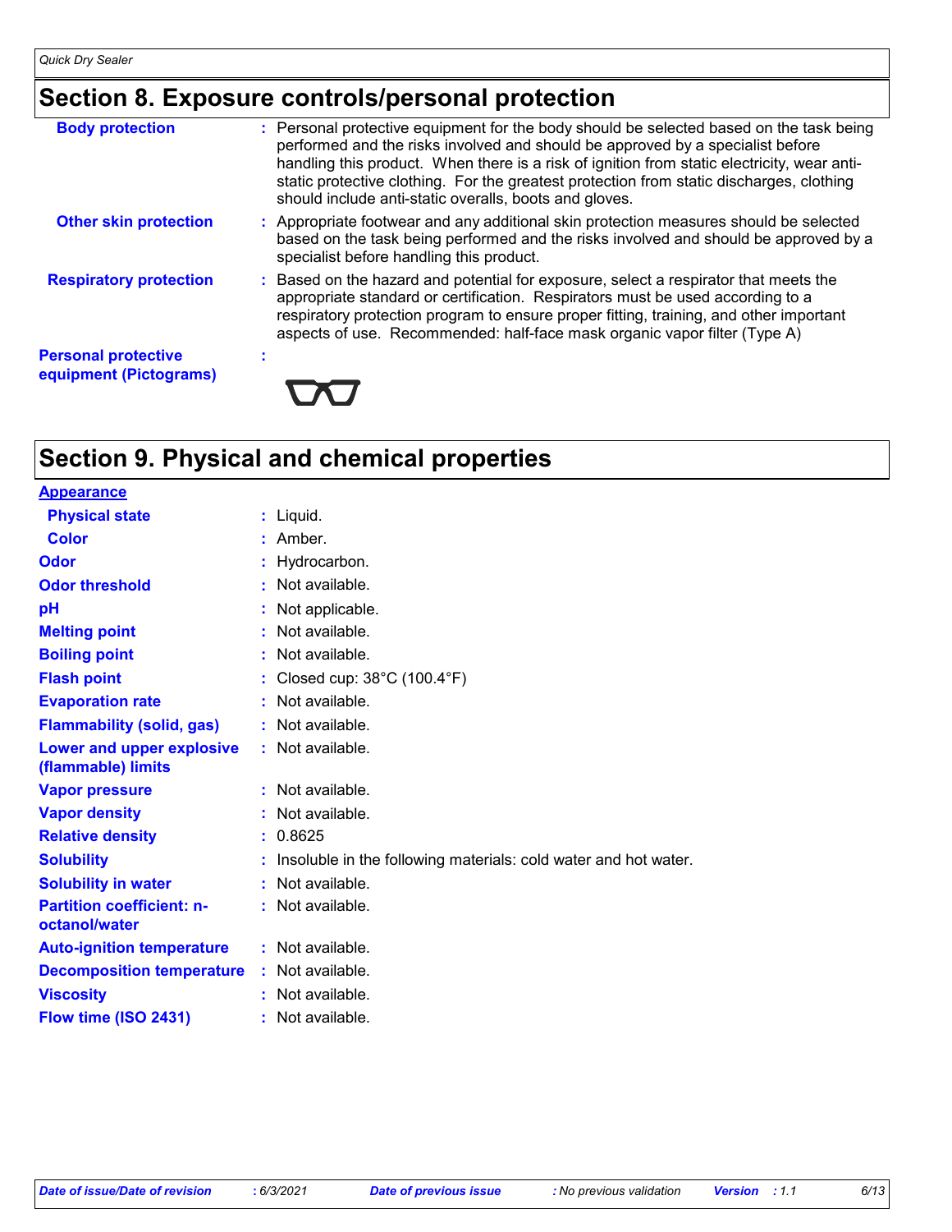## Section 8. Exposure controls/personal protection

| | |
|---|---|
| **Body protection** | : Personal protective equipment for the body should be selected based on the task being performed and the risks involved and should be approved by a specialist before handling this product. When there is a risk of ignition from static electricity, wear anti-static protective clothing. For the greatest protection from static discharges, clothing should include anti-static overalls, boots and gloves. |
| **Other skin protection** | : Appropriate footwear and any additional skin protection measures should be selected based on the task being performed and the risks involved and should be approved by a specialist before handling this product. |
| **Respiratory protection** | : Based on the hazard and potential for exposure, select a respirator that meets the appropriate standard or certification. Respirators must be used according to a respiratory protection program to ensure proper fitting, training, and other important aspects of use. Recommended: half-face mask organic vapor filter (Type A) |
| **Personal protective equipment (Pictograms)** | : |

## Section 9. Physical and chemical properties

**Appearance**

| | |
|---|---|
| **Physical state** | : Liquid. |
| **Color** | : Amber. |
| **Odor** | : Hydrocarbon. |
| **Odor threshold** | : Not available. |
| **pH** | : Not applicable. |
| **Melting point** | : Not available. |
| **Boiling point** | : Not available. |
| **Flash point** | : Closed cup: 38°C (100.4°F) |
| **Evaporation rate** | : Not available. |
| **Flammability (solid, gas)** | : Not available. |
| **Lower and upper explosive (flammable) limits** | : Not available. |
| **Vapor pressure** | : Not available. |
| **Vapor density** | : Not available. |
| **Relative density** | : 0.8625 |
| **Solubility** | : Insoluble in the following materials: cold water and hot water. |
| **Solubility in water** | : Not available. |
| **Partition coefficient: n-octanol/water** | : Not available. |
| **Auto-ignition temperature** | : Not available. |
| **Decomposition temperature** | : Not available. |
| **Viscosity** | : Not available. |
| **Flow time (ISO 2431)** | : Not available. |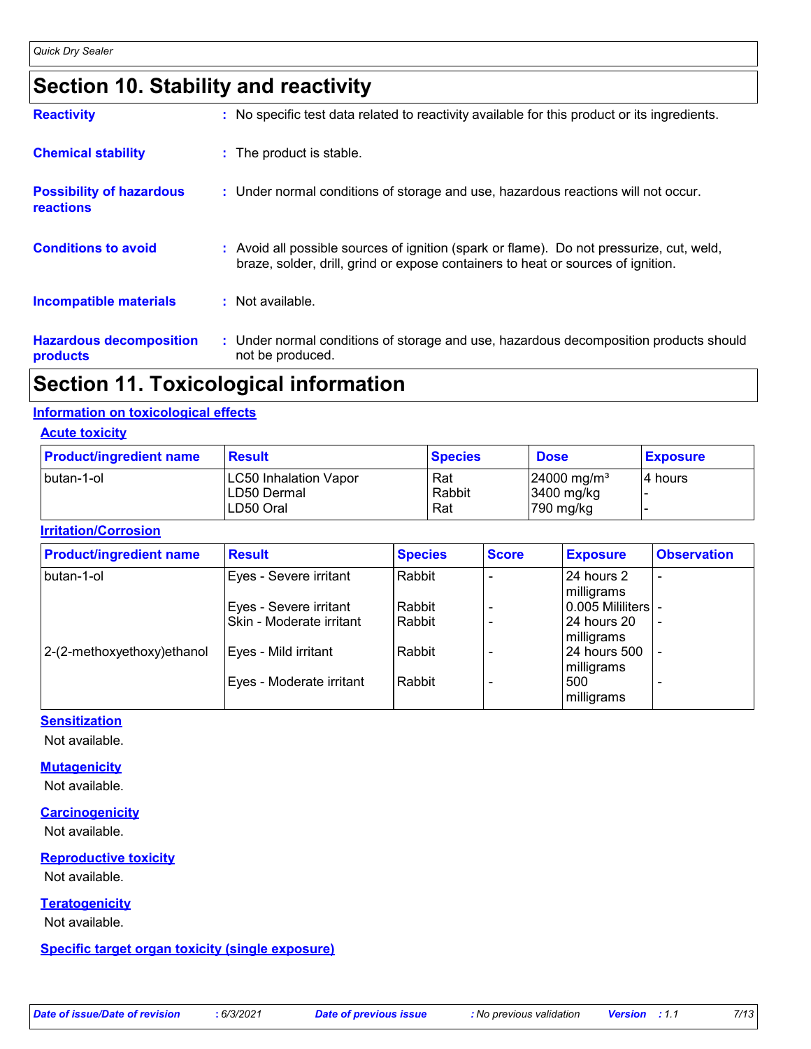# Section 10. Stability and reactivity

**Reactivity** : No specific test data related to reactivity available for this product or its ingredients.

**Chemical stability** : The product is stable.

**Possibility of hazardous reactions** : Under normal conditions of storage and use, hazardous reactions will not occur.

**Conditions to avoid** : Avoid all possible sources of ignition (spark or flame). Do not pressurize, cut, weld, braze, solder, drill, grind or expose containers to heat or sources of ignition.

**Incompatible materials** : Not available.

**Hazardous decomposition products** : Under normal conditions of storage and use, hazardous decomposition products should not be produced.

# Section 11. Toxicological information

## Information on toxicological effects

### Acute toxicity

| Product/ingredient name | Result | Species | Dose | Exposure |
| --- | --- | --- | --- | --- |
| butan-1-ol | LC50 Inhalation Vapor | Rat | 24000 mg/m³ | 4 hours |
| | LD50 Dermal | Rabbit | 3400 mg/kg | - |
| | LD50 Oral | Rat | 790 mg/kg | - |

### Irritation/Corrosion

| Product/ingredient name | Result | Species | Score | Exposure | Observation |
| --- | --- | --- | --- | --- | --- |
| butan-1-ol | Eyes - Severe irritant | Rabbit | - | 24 hours 2 milligrams | - |
| | Eyes - Severe irritant | Rabbit | - | 0.005 Mililiters | - |
| | Skin - Moderate irritant | Rabbit | - | 24 hours 20 milligrams | - |
| 2-(2-methoxyethoxy)ethanol | Eyes - Mild irritant | Rabbit | - | 24 hours 500 milligrams | - |
| | Eyes - Moderate irritant | Rabbit | - | 500 milligrams | - |

### Sensitization

Not available.

### Mutagenicity

Not available.

### Carcinogenicity

Not available.

### Reproductive toxicity

Not available.

### Teratogenicity

Not available.

### Specific target organ toxicity (single exposure)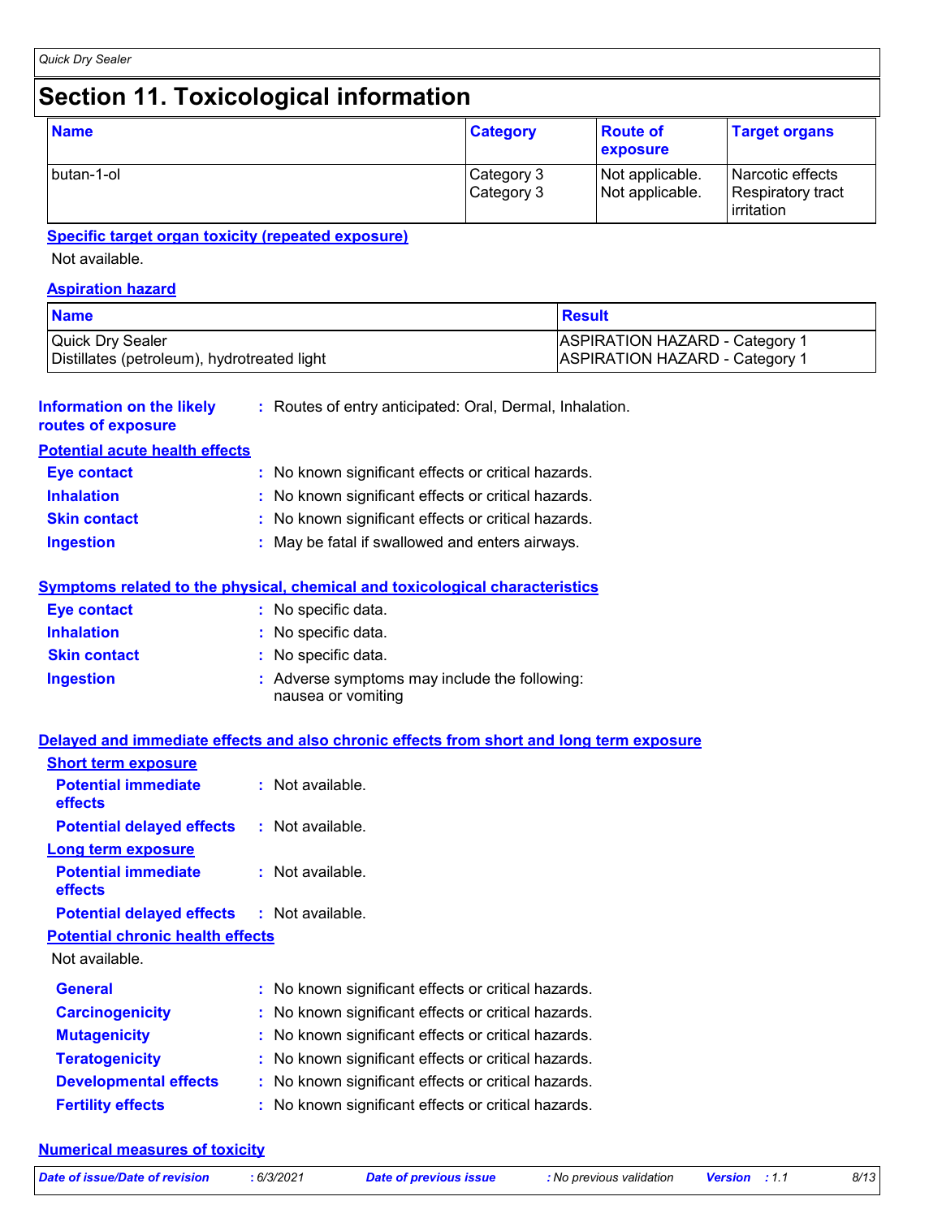# Section 11. Toxicological information

| Name | Category | Route of exposure | Target organs |
|---|---|---|---|
| butan-1-ol | Category 3<br>Category 3 | Not applicable.<br>Not applicable. | Narcotic effects<br>Respiratory tract irritation |

**Specific target organ toxicity (repeated exposure)**

Not available.

**Aspiration hazard**

| Name | Result |
|---|---|
| Quick Dry Sealer<br>Distillates (petroleum), hydrotreated light | ASPIRATION HAZARD - Category 1<br>ASPIRATION HAZARD - Category 1 |

**Information on the likely routes of exposure** : Routes of entry anticipated: Oral, Dermal, Inhalation.

**Potential acute health effects**

- **Eye contact** : No known significant effects or critical hazards.
- **Inhalation** : No known significant effects or critical hazards.
- **Skin contact** : No known significant effects or critical hazards.
- **Ingestion** : May be fatal if swallowed and enters airways.

**Symptoms related to the physical, chemical and toxicological characteristics**

- **Eye contact** : No specific data.
- **Inhalation** : No specific data.
- **Skin contact** : No specific data.
- **Ingestion** : Adverse symptoms may include the following: nausea or vomiting

**Delayed and immediate effects and also chronic effects from short and long term exposure**

**Short term exposure**

- **Potential immediate effects** : Not available.
- **Potential delayed effects** : Not available.

**Long term exposure**

- **Potential immediate effects** : Not available.
- **Potential delayed effects** : Not available.

**Potential chronic health effects**

Not available.

- **General** : No known significant effects or critical hazards.
- **Carcinogenicity** : No known significant effects or critical hazards.
- **Mutagenicity** : No known significant effects or critical hazards.
- **Teratogenicity** : No known significant effects or critical hazards.
- **Developmental effects** : No known significant effects or critical hazards.
- **Fertility effects** : No known significant effects or critical hazards.

**Numerical measures of toxicity**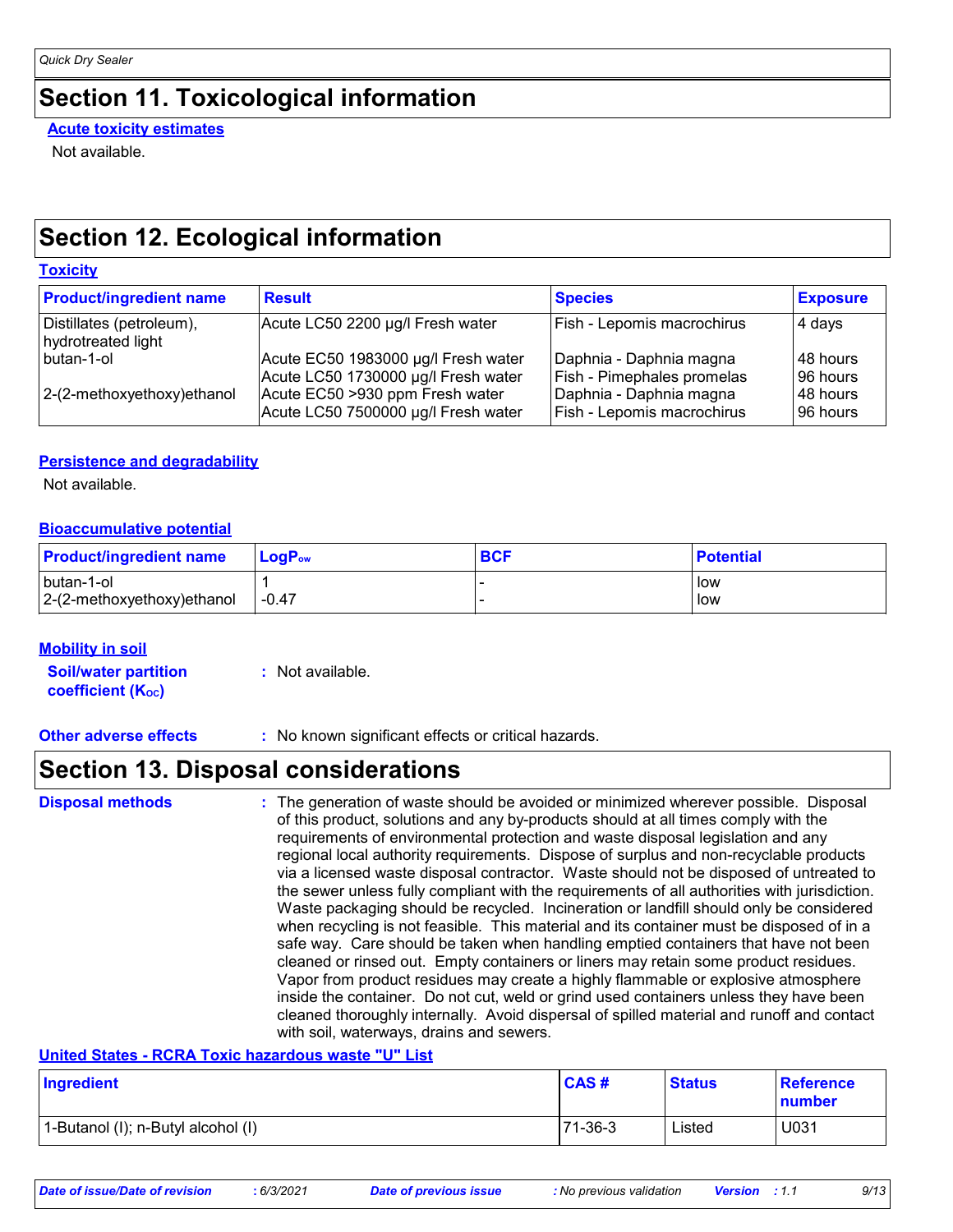# Section 11. Toxicological information

### Acute toxicity estimates

Not available.

# Section 12. Ecological information

### Toxicity

| Product/ingredient name | Result | Species | Exposure |
|---|---|---|---|
| Distillates (petroleum), hydrotreated light | Acute LC50 2200 µg/l Fresh water | Fish - Lepomis macrochirus | 4 days |
| butan-1-ol | Acute EC50 1983000 µg/l Fresh water | Daphnia - Daphnia magna | 48 hours |
| | Acute LC50 1730000 µg/l Fresh water | Fish - Pimephales promelas | 96 hours |
| 2-(2-methoxyethoxy)ethanol | Acute EC50 >930 ppm Fresh water | Daphnia - Daphnia magna | 48 hours |
| | Acute LC50 7500000 µg/l Fresh water | Fish - Lepomis macrochirus | 96 hours |

### Persistence and degradability

Not available.

### Bioaccumulative potential

| Product/ingredient name | $LogP_{ow}$ | BCF | Potential |
|---|---|---|---|
| butan-1-ol | 1 | - | low |
| 2-(2-methoxyethoxy)ethanol | -0.47 | - | low |

### Mobility in soil

**Soil/water partition coefficient ($K_{OC}$)** : Not available.

**Other adverse effects** : No known significant effects or critical hazards.

# Section 13. Disposal considerations

**Disposal methods** : The generation of waste should be avoided or minimized wherever possible. Disposal of this product, solutions and any by-products should at all times comply with the requirements of environmental protection and waste disposal legislation and any regional local authority requirements. Dispose of surplus and non-recyclable products via a licensed waste disposal contractor. Waste should not be disposed of untreated to the sewer unless fully compliant with the requirements of all authorities with jurisdiction. Waste packaging should be recycled. Incineration or landfill should only be considered when recycling is not feasible. This material and its container must be disposed of in a safe way. Care should be taken when handling emptied containers that have not been cleaned or rinsed out. Empty containers or liners may retain some product residues. Vapor from product residues may create a highly flammable or explosive atmosphere inside the container. Do not cut, weld or grind used containers unless they have been cleaned thoroughly internally. Avoid dispersal of spilled material and runoff and contact with soil, waterways, drains and sewers.

### United States - RCRA Toxic hazardous waste "U" List

| Ingredient | CAS # | Status | Reference number |
|---|---|---|---|
| 1-Butanol (I); n-Butyl alcohol (I) | 71-36-3 | Listed | U031 |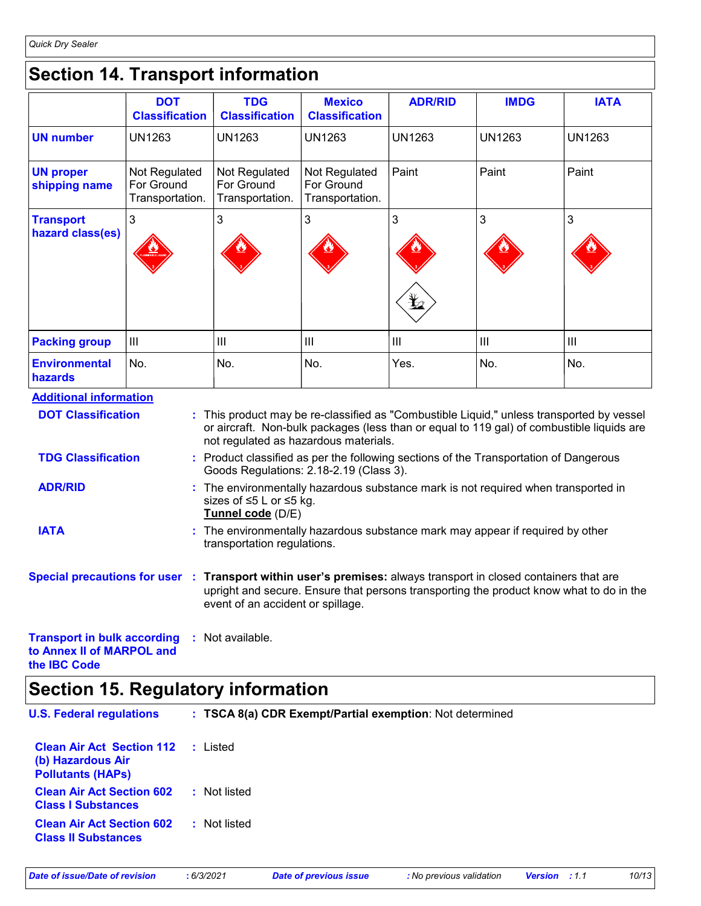# Section 14. Transport information

| | DOT Classification | TDG Classification | Mexico Classification | ADR/RID | IMDG | IATA |
|---|---|---|---|---|---|---|
| **UN number** | UN1263 | UN1263 | UN1263 | UN1263 | UN1263 | UN1263 |
| **UN proper shipping name** | Not Regulated For Ground Transportation. | Not Regulated For Ground Transportation. | Not Regulated For Ground Transportation. | Paint | Paint | Paint |
| **Transport hazard class(es)** | 3 | 3 | 3 | 3 | 3 | 3 |
| **Packing group** | III | III | III | III | III | III |
| **Environmental hazards** | No. | No. | No. | Yes. | No. | No. |

**Additional information**

**DOT Classification** : This product may be re-classified as "Combustible Liquid," unless transported by vessel or aircraft. Non-bulk packages (less than or equal to 119 gal) of combustible liquids are not regulated as hazardous materials.

**TDG Classification** : Product classified as per the following sections of the Transportation of Dangerous Goods Regulations: 2.18-2.19 (Class 3).

**ADR/RID** : The environmentally hazardous substance mark is not required when transported in sizes of ≤5 L or ≤5 kg.
**Tunnel code** (D/E)

**IATA** : The environmentally hazardous substance mark may appear if required by other transportation regulations.

**Special precautions for user** : **Transport within user's premises:** always transport in closed containers that are upright and secure. Ensure that persons transporting the product know what to do in the event of an accident or spillage.

**Transport in bulk according to Annex II of MARPOL and the IBC Code** : Not available.

# Section 15. Regulatory information

**U.S. Federal regulations** : **TSCA 8(a) CDR Exempt/Partial exemption**: Not determined

**Clean Air Act Section 112 (b) Hazardous Air Pollutants (HAPs)** : Listed

**Clean Air Act Section 602 Class I Substances** : Not listed

**Clean Air Act Section 602 Class II Substances** : Not listed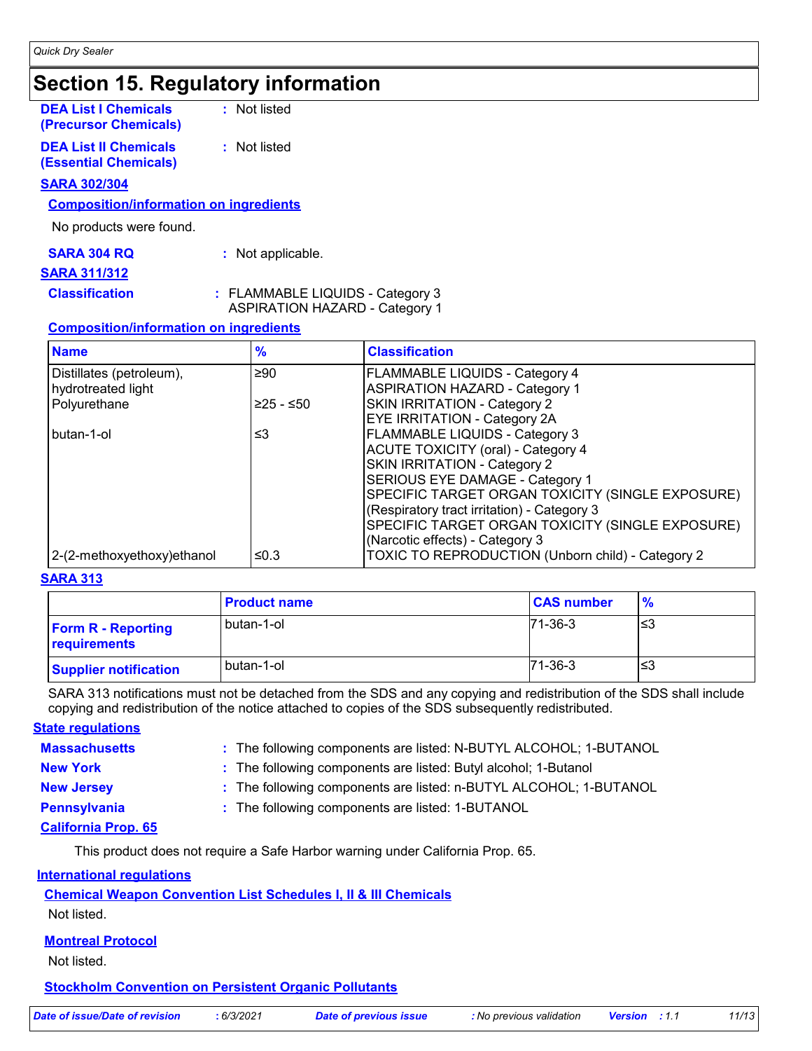## Section 15. Regulatory information

**DEA List I Chemicals (Precursor Chemicals)** : Not listed

**DEA List II Chemicals (Essential Chemicals)** : Not listed

**SARA 302/304**

**Composition/information on ingredients**

No products were found.

**SARA 304 RQ** : Not applicable.

**SARA 311/312**

**Classification** : FLAMMABLE LIQUIDS - Category 3
ASPIRATION HAZARD - Category 1

**Composition/information on ingredients**

| Name | % | Classification |
| --- | --- | --- |
| Distillates (petroleum), hydrotreated light | ≥90 | FLAMMABLE LIQUIDS - Category 4<br>ASPIRATION HAZARD - Category 1 |
| Polyurethane | ≥25 - ≤50 | SKIN IRRITATION - Category 2<br>EYE IRRITATION - Category 2A |
| butan-1-ol | ≤3 | FLAMMABLE LIQUIDS - Category 3<br>ACUTE TOXICITY (oral) - Category 4<br>SKIN IRRITATION - Category 2<br>SERIOUS EYE DAMAGE - Category 1<br>SPECIFIC TARGET ORGAN TOXICITY (SINGLE EXPOSURE) (Respiratory tract irritation) - Category 3<br>SPECIFIC TARGET ORGAN TOXICITY (SINGLE EXPOSURE) (Narcotic effects) - Category 3 |
| 2-(2-methoxyethoxy)ethanol | ≤0.3 | TOXIC TO REPRODUCTION (Unborn child) - Category 2 |

**SARA 313**

| | Product name | CAS number | % |
| --- | --- | --- | --- |
| **Form R - Reporting requirements** | butan-1-ol | 71-36-3 | ≤3 |
| **Supplier notification** | butan-1-ol | 71-36-3 | ≤3 |

SARA 313 notifications must not be detached from the SDS and any copying and redistribution of the SDS shall include copying and redistribution of the notice attached to copies of the SDS subsequently redistributed.

**State regulations**

**Massachusetts** : The following components are listed: N-BUTYL ALCOHOL; 1-BUTANOL

**New York** : The following components are listed: Butyl alcohol; 1-Butanol

**New Jersey** : The following components are listed: n-BUTYL ALCOHOL; 1-BUTANOL

**Pennsylvania** : The following components are listed: 1-BUTANOL

**California Prop. 65**

This product does not require a Safe Harbor warning under California Prop. 65.

**International regulations**

**Chemical Weapon Convention List Schedules I, II & III Chemicals**

Not listed.

**Montreal Protocol**

Not listed.

**Stockholm Convention on Persistent Organic Pollutants**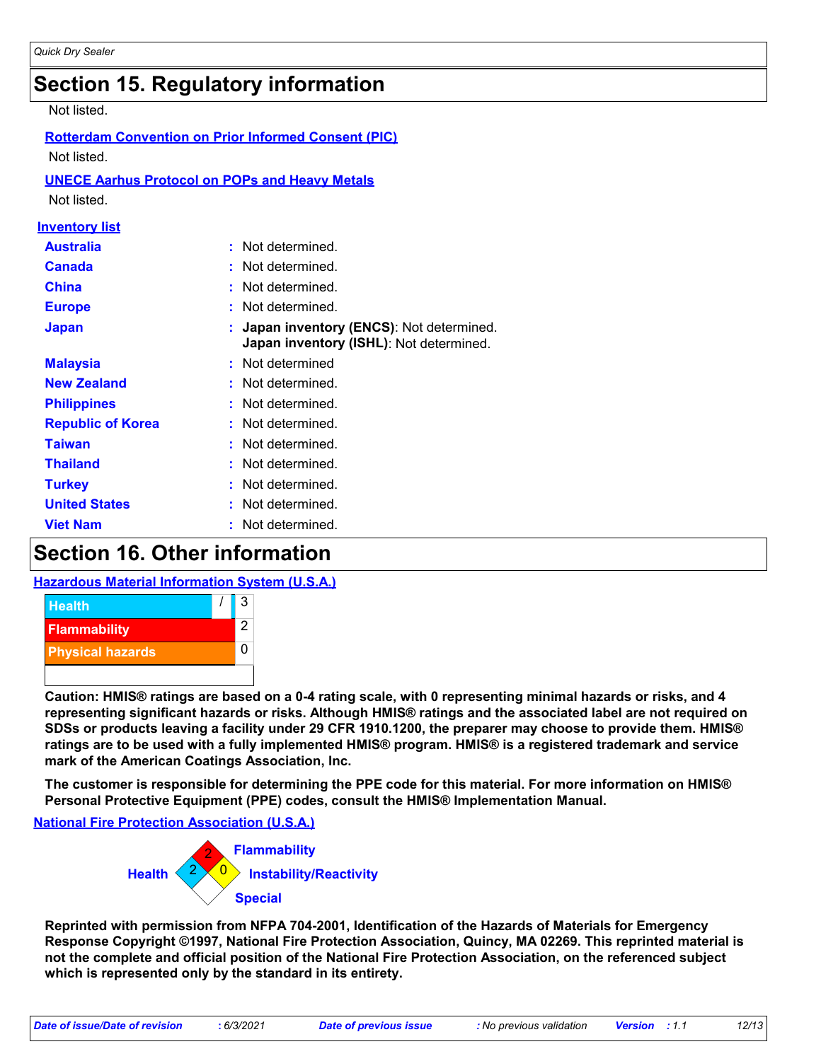# Section 15. Regulatory information

Not listed.

**Rotterdam Convention on Prior Informed Consent (PIC)**

Not listed.

**UNECE Aarhus Protocol on POPs and Heavy Metals**

Not listed.

**Inventory list**

| | |
|---|---|
| **Australia** | : Not determined. |
| **Canada** | : Not determined. |
| **China** | : Not determined. |
| **Europe** | : Not determined. |
| **Japan** | : **Japan inventory (ENCS)**: Not determined. **Japan inventory (ISHL)**: Not determined. |
| **Malaysia** | : Not determined |
| **New Zealand** | : Not determined. |
| **Philippines** | : Not determined. |
| **Republic of Korea** | : Not determined. |
| **Taiwan** | : Not determined. |
| **Thailand** | : Not determined. |
| **Turkey** | : Not determined. |
| **United States** | : Not determined. |
| **Viet Nam** | : Not determined. |

# Section 16. Other information

**Hazardous Material Information System (U.S.A.)**

| | | |
|---|---|---|
| Health | / | 3 |
| Flammability | | 2 |
| Physical hazards | | 0 |

**Caution: HMIS® ratings are based on a 0-4 rating scale, with 0 representing minimal hazards or risks, and 4 representing significant hazards or risks. Although HMIS® ratings and the associated label are not required on SDSs or products leaving a facility under 29 CFR 1910.1200, the preparer may choose to provide them. HMIS® ratings are to be used with a fully implemented HMIS® program. HMIS® is a registered trademark and service mark of the American Coatings Association, Inc.**

**The customer is responsible for determining the PPE code for this material. For more information on HMIS® Personal Protective Equipment (PPE) codes, consult the HMIS® Implementation Manual.**

**National Fire Protection Association (U.S.A.)**

Flammability: 2
Health: 2
Instability/Reactivity: 0
Special:

**Reprinted with permission from NFPA 704-2001, Identification of the Hazards of Materials for Emergency Response Copyright ©1997, National Fire Protection Association, Quincy, MA 02269. This reprinted material is not the complete and official position of the National Fire Protection Association, on the referenced subject which is represented only by the standard in its entirety.**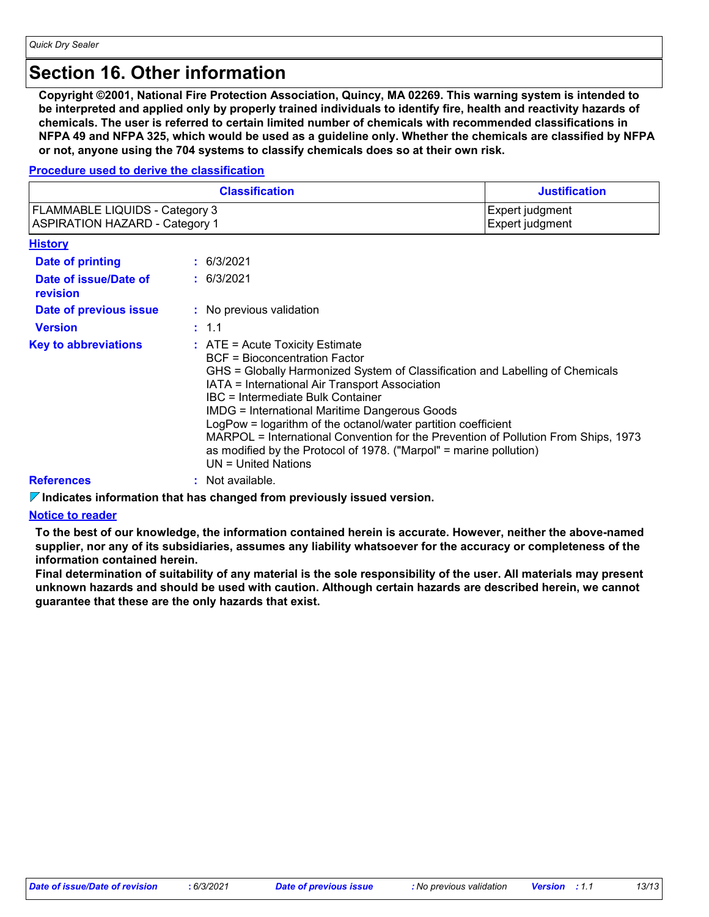# Section 16. Other information

**Copyright ©2001, National Fire Protection Association, Quincy, MA 02269. This warning system is intended to be interpreted and applied only by properly trained individuals to identify fire, health and reactivity hazards of chemicals. The user is referred to certain limited number of chemicals with recommended classifications in NFPA 49 and NFPA 325, which would be used as a guideline only. Whether the chemicals are classified by NFPA or not, anyone using the 704 systems to classify chemicals does so at their own risk.**

**Procedure used to derive the classification**

| Classification | Justification |
|---|---|
| FLAMMABLE LIQUIDS - Category 3<br>ASPIRATION HAZARD - Category 1 | Expert judgment<br>Expert judgment |

**History**

**Date of printing** : 6/3/2021

**Date of issue/Date of revision** : 6/3/2021

**Date of previous issue** : No previous validation

**Version** : 1.1

**Key to abbreviations** : ATE = Acute Toxicity Estimate
BCF = Bioconcentration Factor
GHS = Globally Harmonized System of Classification and Labelling of Chemicals
IATA = International Air Transport Association
IBC = Intermediate Bulk Container
IMDG = International Maritime Dangerous Goods
LogPow = logarithm of the octanol/water partition coefficient
MARPOL = International Convention for the Prevention of Pollution From Ships, 1973 as modified by the Protocol of 1978. ("Marpol" = marine pollution)
UN = United Nations

**References** : Not available.

**Indicates information that has changed from previously issued version.**

**Notice to reader**

**To the best of our knowledge, the information contained herein is accurate. However, neither the above-named supplier, nor any of its subsidiaries, assumes any liability whatsoever for the accuracy or completeness of the information contained herein.**
**Final determination of suitability of any material is the sole responsibility of the user. All materials may present unknown hazards and should be used with caution. Although certain hazards are described herein, we cannot guarantee that these are the only hazards that exist.**